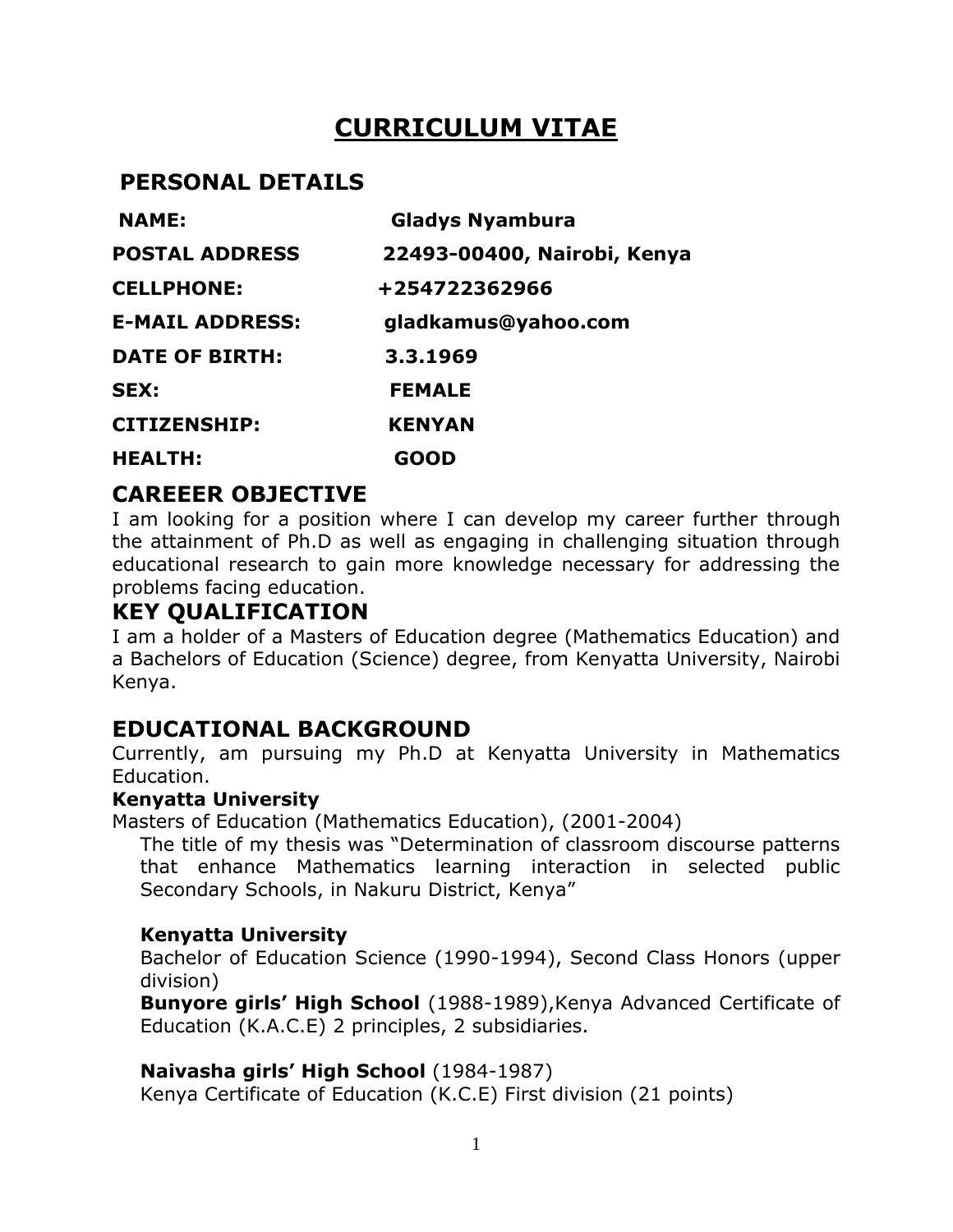# CURRICULUM VITAE

## PERSONAL DETAILS

| | |
|---|---|
| **NAME:** | **Gladys Nyambura** |
| **POSTAL ADDRESS** | **22493-00400, Nairobi, Kenya** |
| **CELLPHONE:** | **+254722362966** |
| **E-MAIL ADDRESS:** | **gladkamus@yahoo.com** |
| **DATE OF BIRTH:** | **3.3.1969** |
| **SEX:** | **FEMALE** |
| **CITIZENSHIP:** | **KENYAN** |
| **HEALTH:** | **GOOD** |

## CAREEER OBJECTIVE

I am looking for a position where I can develop my career further through the attainment of Ph.D as well as engaging in challenging situation through educational research to gain more knowledge necessary for addressing the problems facing education.

## KEY QUALIFICATION

I am a holder of a Masters of Education degree (Mathematics Education) and a Bachelors of Education (Science) degree, from Kenyatta University, Nairobi Kenya.

## EDUCATIONAL BACKGROUND

Currently, am pursuing my Ph.D at Kenyatta University in Mathematics Education.

**Kenyatta University**

Masters of Education (Mathematics Education), (2001-2004)

The title of my thesis was "Determination of classroom discourse patterns that enhance Mathematics learning interaction in selected public Secondary Schools, in Nakuru District, Kenya"

**Kenyatta University**

Bachelor of Education Science (1990-1994), Second Class Honors (upper division)

**Bunyore girls' High School** (1988-1989),Kenya Advanced Certificate of Education (K.A.C.E) 2 principles, 2 subsidiaries.

**Naivasha girls' High School** (1984-1987)

Kenya Certificate of Education (K.C.E) First division (21 points)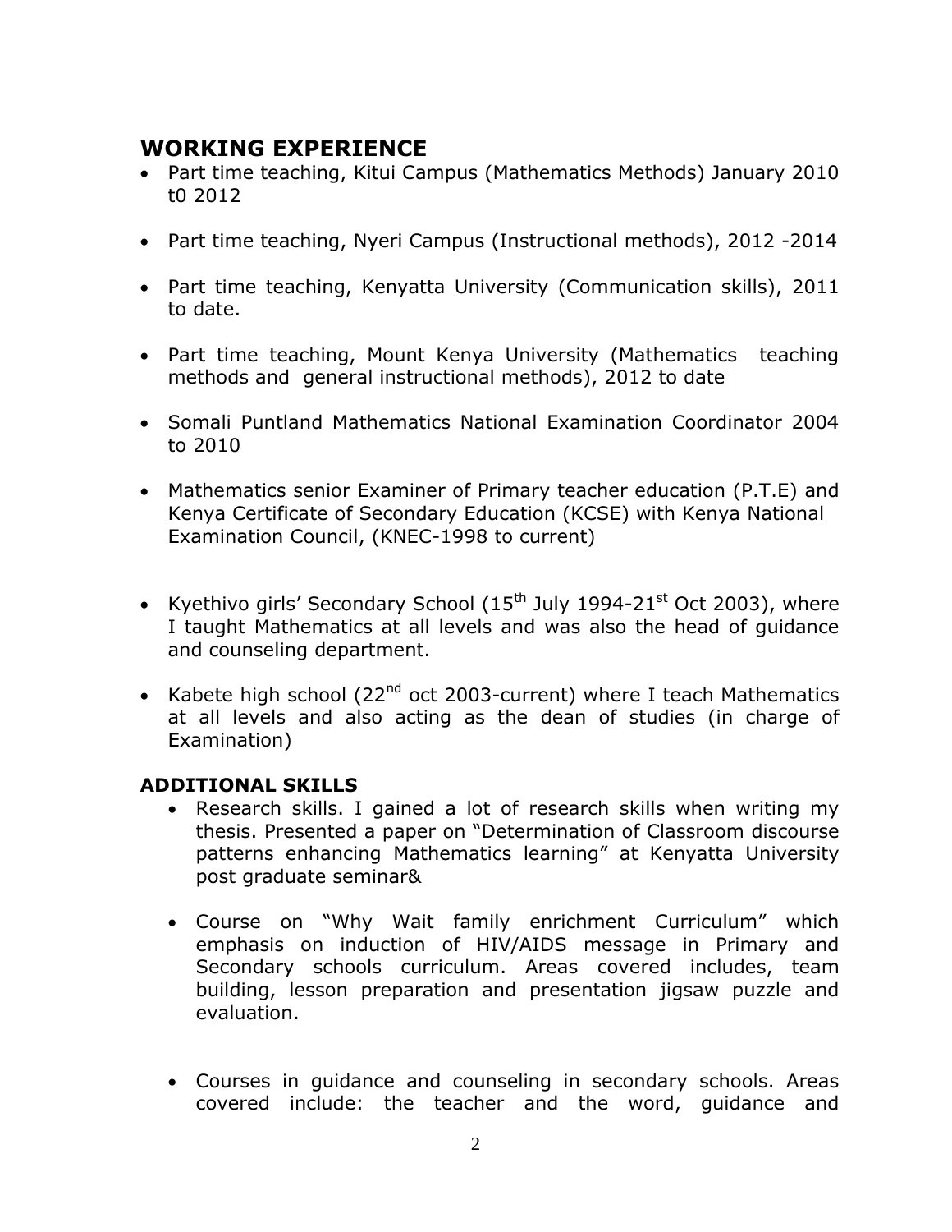## WORKING EXPERIENCE

- Part time teaching, Kitui Campus (Mathematics Methods) January 2010 t0 2012
- Part time teaching, Nyeri Campus (Instructional methods), 2012 -2014
- Part time teaching, Kenyatta University (Communication skills), 2011 to date.
- Part time teaching, Mount Kenya University (Mathematics teaching methods and general instructional methods), 2012 to date
- Somali Puntland Mathematics National Examination Coordinator 2004 to 2010
- Mathematics senior Examiner of Primary teacher education (P.T.E) and Kenya Certificate of Secondary Education (KCSE) with Kenya National Examination Council, (KNEC-1998 to current)
- Kyethivo girls' Secondary School (15th July 1994-21st Oct 2003), where I taught Mathematics at all levels and was also the head of guidance and counseling department.
- Kabete high school (22nd oct 2003-current) where I teach Mathematics at all levels and also acting as the dean of studies (in charge of Examination)

### ADDITIONAL SKILLS

- Research skills. I gained a lot of research skills when writing my thesis. Presented a paper on "Determination of Classroom discourse patterns enhancing Mathematics learning" at Kenyatta University post graduate seminar&
- Course on "Why Wait family enrichment Curriculum" which emphasis on induction of HIV/AIDS message in Primary and Secondary schools curriculum. Areas covered includes, team building, lesson preparation and presentation jigsaw puzzle and evaluation.
- Courses in guidance and counseling in secondary schools. Areas covered include: the teacher and the word, guidance and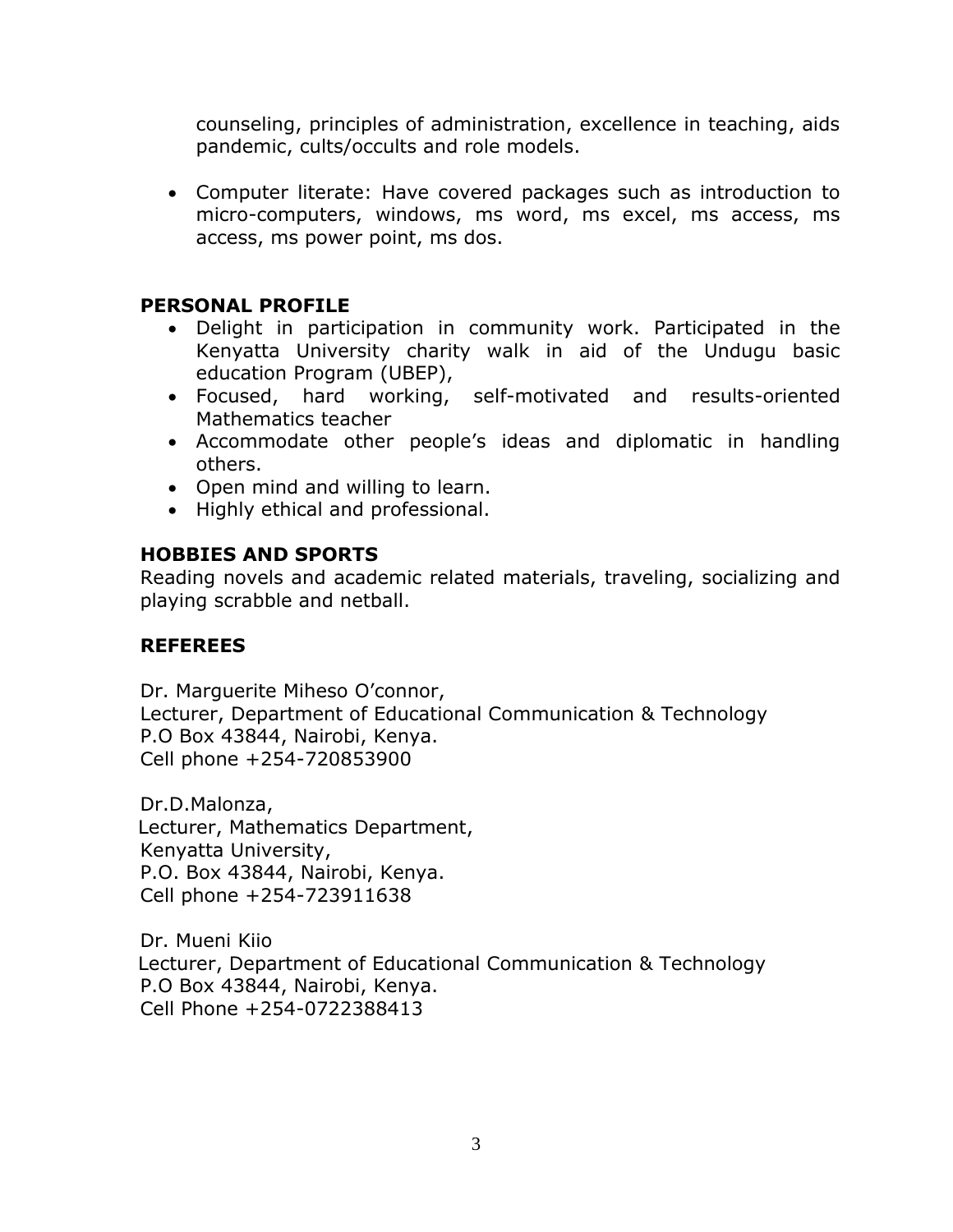counseling, principles of administration, excellence in teaching, aids pandemic, cults/occults and role models.

- Computer literate: Have covered packages such as introduction to micro-computers, windows, ms word, ms excel, ms access, ms access, ms power point, ms dos.

**PERSONAL PROFILE**

- Delight in participation in community work. Participated in the Kenyatta University charity walk in aid of the Undugu basic education Program (UBEP),
- Focused, hard working, self-motivated and results-oriented Mathematics teacher
- Accommodate other people's ideas and diplomatic in handling others.
- Open mind and willing to learn.
- Highly ethical and professional.

**HOBBIES AND SPORTS**

Reading novels and academic related materials, traveling, socializing and playing scrabble and netball.

**REFEREES**

Dr. Marguerite Miheso O'connor,
Lecturer, Department of Educational Communication & Technology
P.O Box 43844, Nairobi, Kenya.
Cell phone +254-720853900

Dr.D.Malonza,
Lecturer, Mathematics Department,
Kenyatta University,
P.O. Box 43844, Nairobi, Kenya.
Cell phone +254-723911638

Dr. Mueni Kiio
Lecturer, Department of Educational Communication & Technology
P.O Box 43844, Nairobi, Kenya.
Cell Phone +254-0722388413